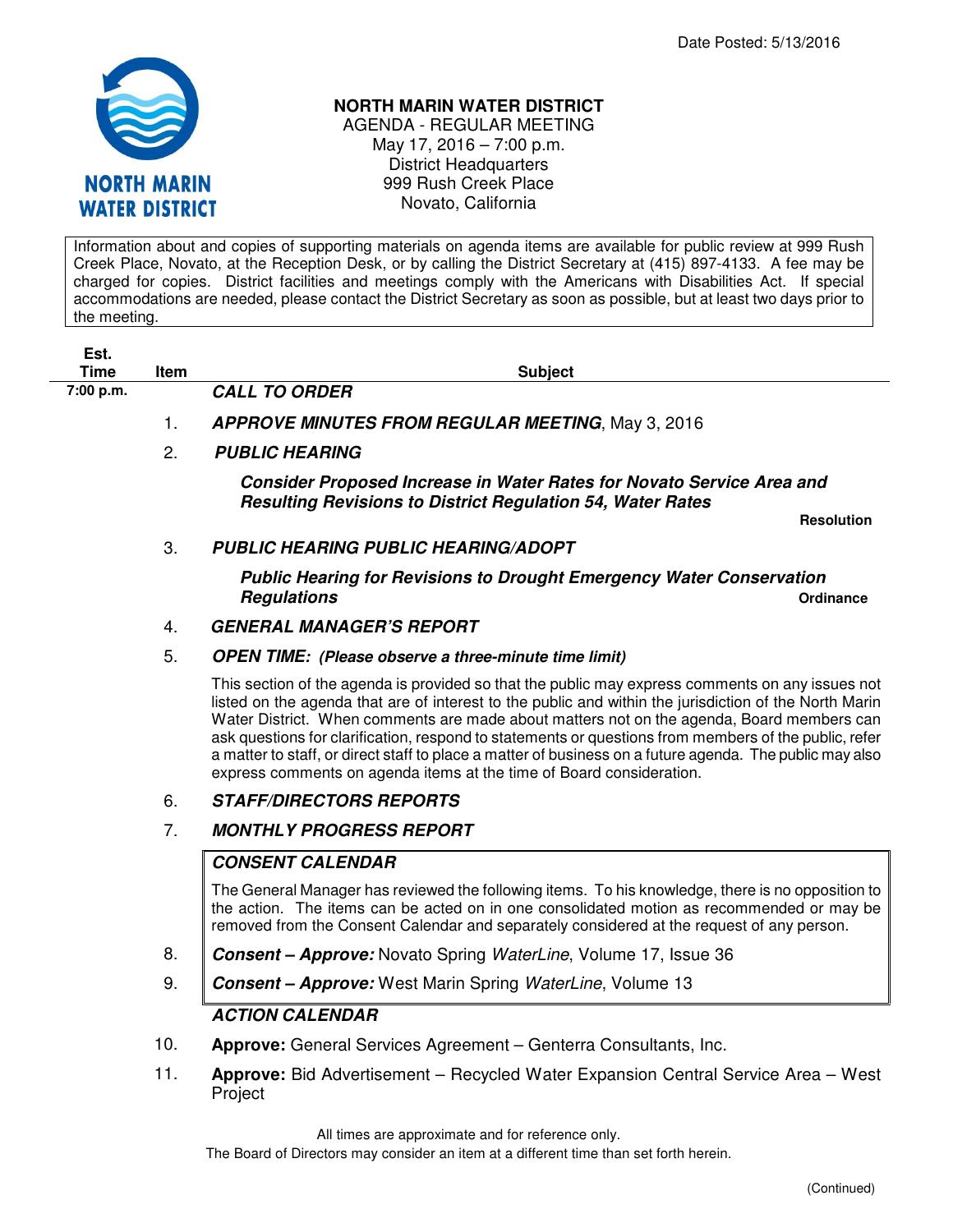Date Posted: 5/13/2016

# NORTH MARIN WATER DISTRICT

AGENDA - REGULAR MEETING
May 17, 2016 – 7:00 p.m.
District Headquarters
999 Rush Creek Place
Novato, California

Information about and copies of supporting materials on agenda items are available for public review at 999 Rush Creek Place, Novato, at the Reception Desk, or by calling the District Secretary at (415) 897-4133. A fee may be charged for copies. District facilities and meetings comply with the Americans with Disabilities Act. If special accommodations are needed, please contact the District Secretary as soon as possible, but at least two days prior to the meeting.

| Est. Time | Item | Subject |
|---|---|---|
| 7:00 p.m. | | ***CALL TO ORDER*** |
| | 1. | ***APPROVE MINUTES FROM REGULAR MEETING***, May 3, 2016 |
| | 2. | ***PUBLIC HEARING*** |

***Consider Proposed Increase in Water Rates for Novato Service Area and Resulting Revisions to District Regulation 54, Water Rates*** — **Resolution**

3. ***PUBLIC HEARING PUBLIC HEARING/ADOPT***

***Public Hearing for Revisions to Drought Emergency Water Conservation Regulations*** — **Ordinance**

4. ***GENERAL MANAGER'S REPORT***

5. ***OPEN TIME: (Please observe a three-minute time limit)***

This section of the agenda is provided so that the public may express comments on any issues not listed on the agenda that are of interest to the public and within the jurisdiction of the North Marin Water District. When comments are made about matters not on the agenda, Board members can ask questions for clarification, respond to statements or questions from members of the public, refer a matter to staff, or direct staff to place a matter of business on a future agenda. The public may also express comments on agenda items at the time of Board consideration.

6. ***STAFF/DIRECTORS REPORTS***

7. ***MONTHLY PROGRESS REPORT***

***CONSENT CALENDAR***

The General Manager has reviewed the following items. To his knowledge, there is no opposition to the action. The items can be acted on in one consolidated motion as recommended or may be removed from the Consent Calendar and separately considered at the request of any person.

8. ***Consent – Approve:*** Novato Spring *WaterLine*, Volume 17, Issue 36

9. ***Consent – Approve:*** West Marin Spring *WaterLine*, Volume 13

***ACTION CALENDAR***

10. **Approve:** General Services Agreement – Genterra Consultants, Inc.

11. **Approve:** Bid Advertisement – Recycled Water Expansion Central Service Area – West Project

All times are approximate and for reference only.
The Board of Directors may consider an item at a different time than set forth herein.

(Continued)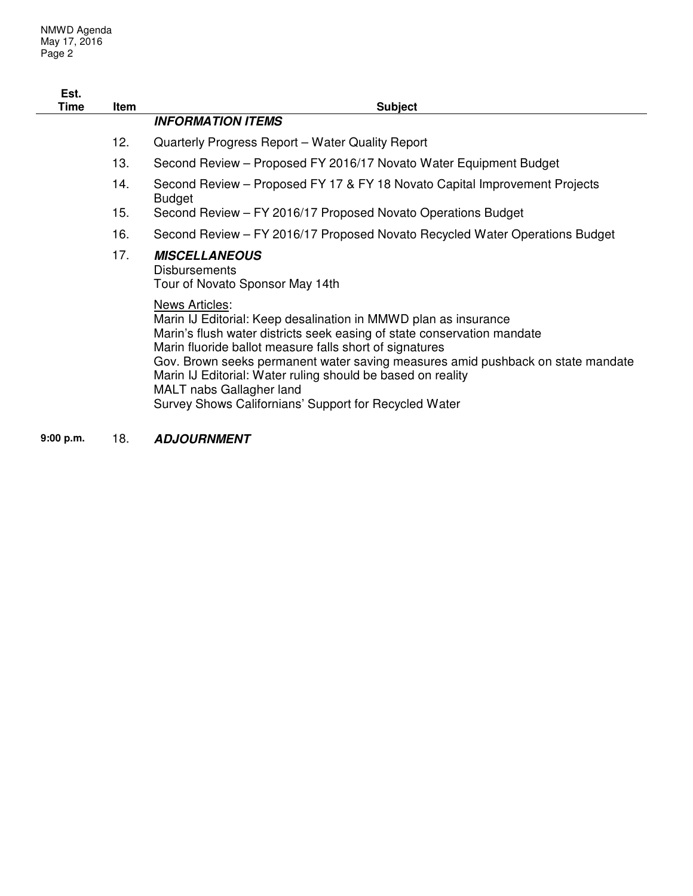| Est. Time | Item | Subject |
|---|---|---|
| | | ***INFORMATION ITEMS*** |
| | 12. | Quarterly Progress Report – Water Quality Report |
| | 13. | Second Review – Proposed FY 2016/17 Novato Water Equipment Budget |
| | 14. | Second Review – Proposed FY 17 & FY 18 Novato Capital Improvement Projects Budget |
| | 15. | Second Review – FY 2016/17 Proposed Novato Operations Budget |
| | 16. | Second Review – FY 2016/17 Proposed Novato Recycled Water Operations Budget |
| | 17. | ***MISCELLANEOUS***<br>Disbursements<br>Tour of Novato Sponsor May 14th<br><br><u>News Articles</u>:<br>Marin IJ Editorial: Keep desalination in MMWD plan as insurance<br>Marin's flush water districts seek easing of state conservation mandate<br>Marin fluoride ballot measure falls short of signatures<br>Gov. Brown seeks permanent water saving measures amid pushback on state mandate<br>Marin IJ Editorial: Water ruling should be based on reality<br>MALT nabs Gallagher land<br>Survey Shows Californians' Support for Recycled Water |
| **9:00 p.m.** | 18. | ***ADJOURNMENT*** |